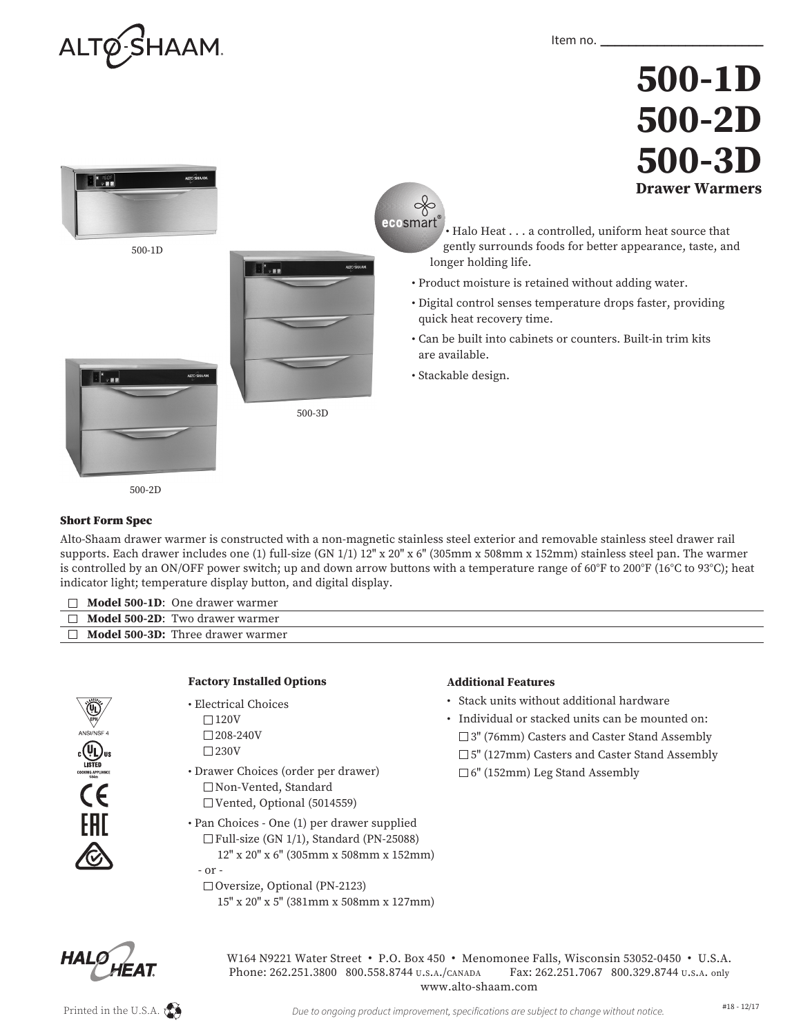Item no. ___________________

# 500-1D
# 500-2D
# 500-3D
## Drawer Warmers

500-1D

500-3D

500-2D

- Halo Heat . . . a controlled, uniform heat source that gently surrounds foods for better appearance, taste, and longer holding life.
- Product moisture is retained without adding water.
- Digital control senses temperature drops faster, providing quick heat recovery time.
- Can be built into cabinets or counters. Built-in trim kits are available.
- Stackable design.

### Short Form Spec

Alto-Shaam drawer warmer is constructed with a non-magnetic stainless steel exterior and removable stainless steel drawer rail supports. Each drawer includes one (1) full-size (GN 1/1) 12" x 20" x 6" (305mm x 508mm x 152mm) stainless steel pan. The warmer is controlled by an ON/OFF power switch; up and down arrow buttons with a temperature range of 60°F to 200°F (16°C to 93°C); heat indicator light; temperature display button, and digital display.

- ☐ **Model 500-1D**: One drawer warmer
- ☐ **Model 500-2D**: Two drawer warmer
- ☐ **Model 500-3D:** Three drawer warmer

### Factory Installed Options

- Electrical Choices
  - ☐ 120V
  - ☐ 208-240V
  - ☐ 230V
- Drawer Choices (order per drawer)
  - ☐ Non-Vented, Standard
  - ☐ Vented, Optional (5014559)
- Pan Choices - One (1) per drawer supplied
  - ☐ Full-size (GN 1/1), Standard (PN-25088)
    12" x 20" x 6" (305mm x 508mm x 152mm)
  - or -
  - ☐ Oversize, Optional (PN-2123)
    15" x 20" x 5" (381mm x 508mm x 127mm)

### Additional Features

- Stack units without additional hardware
- Individual or stacked units can be mounted on:
  - ☐ 3" (76mm) Casters and Caster Stand Assembly
  - ☐ 5" (127mm) Casters and Caster Stand Assembly
  - ☐ 6" (152mm) Leg Stand Assembly

ANSI/NSF 4

W164 N9221 Water Street • P.O. Box 450 • Menomonee Falls, Wisconsin 53052-0450 • U.S.A.
Phone: 262.251.3800 800.558.8744 U.S.A./CANADA Fax: 262.251.7067 800.329.8744 U.S.A. only
www.alto-shaam.com

Printed in the U.S.A.

*Due to ongoing product improvement, specifications are subject to change without notice.*

#18 - 12/17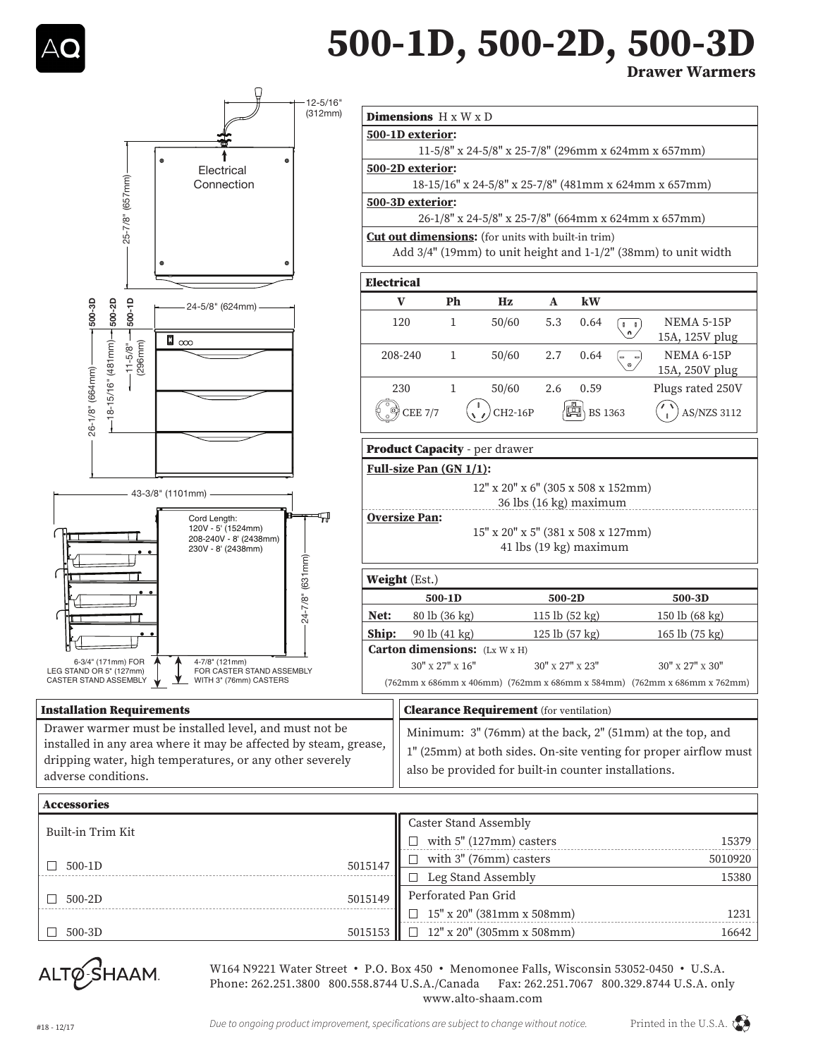# 500-1D, 500-2D, 500-3D

## Drawer Warmers

12-5/16" (312mm)

Electrical Connection

25-7/8" (657mm)

24-5/8" (624mm)

500-3D 500-2D 500-1D

26-1/8" (664mm) 18-15/16" (481mm) 11-5/8" (296mm)

43-3/8" (1101mm)

Cord Length:
120V - 5' (1524mm)
208-240V - 8' (2438mm)
230V - 8' (2438mm)

24-7/8" (631mm)

6-3/4" (171mm) FOR LEG STAND OR 5" (127mm) CASTER STAND ASSEMBLY

4-7/8" (121mm) FOR CASTER STAND ASSEMBLY WITH 3" (76mm) CASTERS

### Dimensions H x W x D

**500-1D exterior:**
11-5/8" x 24-5/8" x 25-7/8" (296mm x 624mm x 657mm)

**500-2D exterior:**
18-15/16" x 24-5/8" x 25-7/8" (481mm x 624mm x 657mm)

**500-3D exterior:**
26-1/8" x 24-5/8" x 25-7/8" (664mm x 624mm x 657mm)

**Cut out dimensions:** (for units with built-in trim)
Add 3/4" (19mm) to unit height and 1-1/2" (38mm) to unit width

### Electrical

| V | Ph | Hz | A | kW | |
|---|---|---|---|---|---|
| 120 | 1 | 50/60 | 5.3 | 0.64 | NEMA 5-15P 15A, 125V plug |
| 208-240 | 1 | 50/60 | 2.7 | 0.64 | NEMA 6-15P 15A, 250V plug |
| 230 | 1 | 50/60 | 2.6 | 0.59 | Plugs rated 250V |

CEE 7/7 CH2-16P BS 1363 AS/NZS 3112

### Product Capacity - per drawer

**Full-size Pan (GN 1/1):**
12" x 20" x 6" (305 x 508 x 152mm)
36 lbs (16 kg) maximum

**Oversize Pan:**
15" x 20" x 5" (381 x 508 x 127mm)
41 lbs (19 kg) maximum

### Weight (Est.)

| | 500-1D | 500-2D | 500-3D |
|---|---|---|---|
| Net: | 80 lb (36 kg) | 115 lb (52 kg) | 150 lb (68 kg) |
| Ship: | 90 lb (41 kg) | 125 lb (57 kg) | 165 lb (75 kg) |
| Carton dimensions: (L x W x H) | 30" x 27" x 16" (762mm x 686mm x 406mm) | 30" x 27" x 23" (762mm x 686mm x 584mm) | 30" x 27" x 30" (762mm x 686mm x 762mm) |

### Installation Requirements

Drawer warmer must be installed level, and must not be installed in any area where it may be affected by steam, grease, dripping water, high temperatures, or any other severely adverse conditions.

### Clearance Requirement (for ventilation)

Minimum: 3" (76mm) at the back, 2" (51mm) at the top, and 1" (25mm) at both sides. On-site venting for proper airflow must also be provided for built-in counter installations.

### Accessories

| Built-in Trim Kit | |
|---|---|
| ☐ 500-1D | 5015147 |
| ☐ 500-2D | 5015149 |
| ☐ 500-3D | 5015153 |

| Caster Stand Assembly | |
|---|---|
| ☐ with 5" (127mm) casters | 15379 |
| ☐ with 3" (76mm) casters | 5010920 |
| ☐ Leg Stand Assembly | 15380 |
| **Perforated Pan Grid** | |
| ☐ 15" x 20" (381mm x 508mm) | 1231 |
| ☐ 12" x 20" (305mm x 508mm) | 16642 |

ALTO-SHAAM

W164 N9221 Water Street • P.O. Box 450 • Menomonee Falls, Wisconsin 53052-0450 • U.S.A.
Phone: 262.251.3800 800.558.8744 U.S.A./Canada Fax: 262.251.7067 800.329.8744 U.S.A. only
www.alto-shaam.com

#18 - 12/17

*Due to ongoing product improvement, specifications are subject to change without notice.*

Printed in the U.S.A.